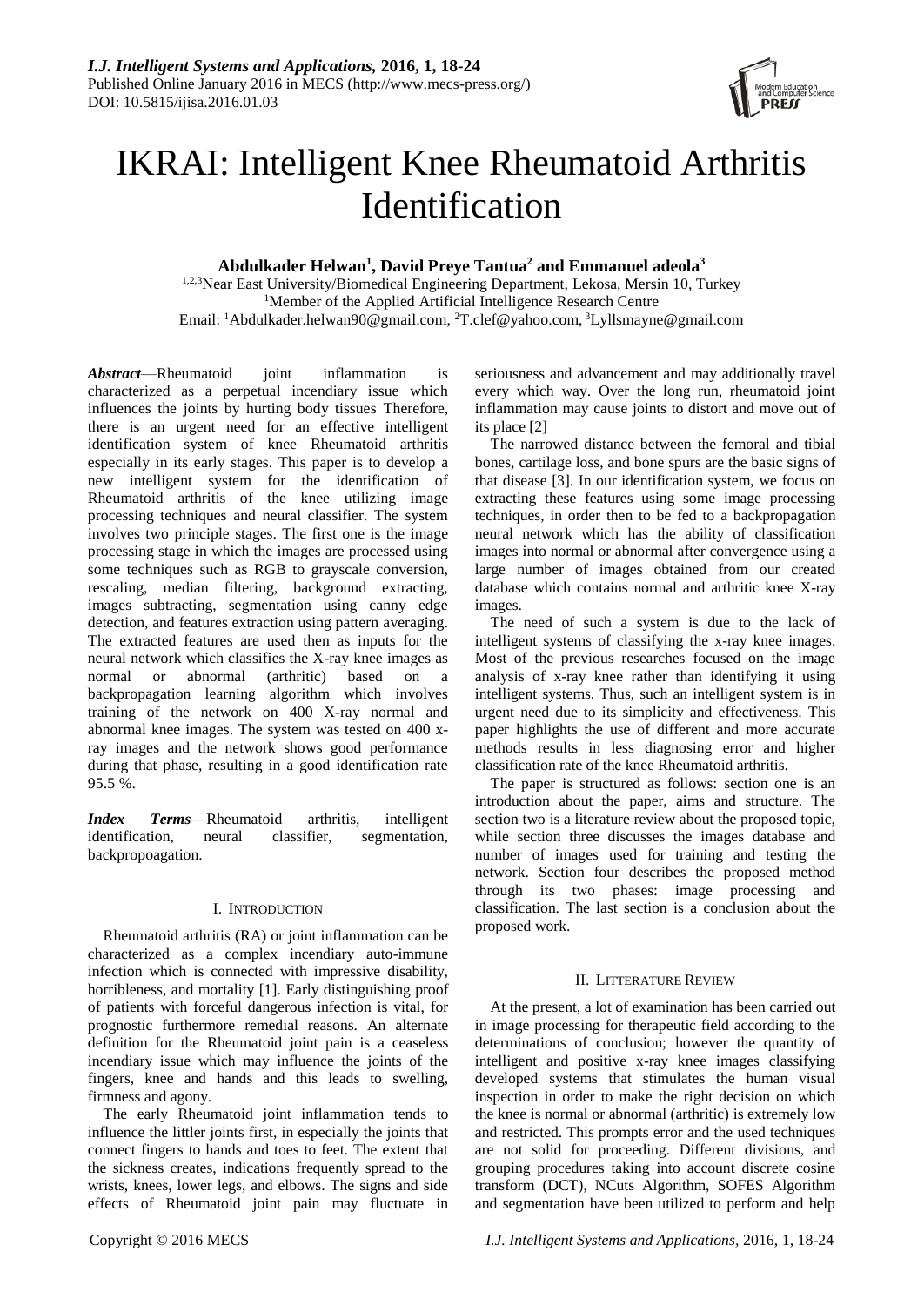# IKRAI: Intelligent Knee Rheumatoid Arthritis Identification

**Abdulkader Helwan[1], David Preye Tantua[2] and Emmanuel adeola[3]**

[1,2,3]Near East University/Biomedical Engineering Department, Lekosa, Mersin 10, Turkey
[1]Member of the Applied Artificial Intelligence Research Centre
Email: [1]Abdulkader.helwan90@gmail.com, [2]T.clef@yahoo.com, [3]Lyllsmayne@gmail.com

***Abstract***—Rheumatoid joint inflammation is characterized as a perpetual incendiary issue which influences the joints by hurting body tissues Therefore, there is an urgent need for an effective intelligent identification system of knee Rheumatoid arthritis especially in its early stages. This paper is to develop a new intelligent system for the identification of Rheumatoid arthritis of the knee utilizing image processing techniques and neural classifier. The system involves two principle stages. The first one is the image processing stage in which the images are processed using some techniques such as RGB to grayscale conversion, rescaling, median filtering, background extracting, images subtracting, segmentation using canny edge detection, and features extraction using pattern averaging. The extracted features are used then as inputs for the neural network which classifies the X-ray knee images as normal or abnormal (arthritic) based on a backpropagation learning algorithm which involves training of the network on 400 X-ray normal and abnormal knee images. The system was tested on 400 x-ray images and the network shows good performance during that phase, resulting in a good identification rate 95.5 %.

***Index Terms***—Rheumatoid arthritis, intelligent identification, neural classifier, segmentation, backpropoagation.

## I. Introduction

Rheumatoid arthritis (RA) or joint inflammation can be characterized as a complex incendiary auto-immune infection which is connected with impressive disability, horribleness, and mortality [1]. Early distinguishing proof of patients with forceful dangerous infection is vital, for prognostic furthermore remedial reasons. An alternate definition for the Rheumatoid joint pain is a ceaseless incendiary issue which may influence the joints of the fingers, knee and hands and this leads to swelling, firmness and agony.

The early Rheumatoid joint inflammation tends to influence the littler joints first, in especially the joints that connect fingers to hands and toes to feet. The extent that the sickness creates, indications frequently spread to the wrists, knees, lower legs, and elbows. The signs and side effects of Rheumatoid joint pain may fluctuate in seriousness and advancement and may additionally travel every which way. Over the long run, rheumatoid joint inflammation may cause joints to distort and move out of its place [2]

The narrowed distance between the femoral and tibial bones, cartilage loss, and bone spurs are the basic signs of that disease [3]. In our identification system, we focus on extracting these features using some image processing techniques, in order then to be fed to a backpropagation neural network which has the ability of classification images into normal or abnormal after convergence using a large number of images obtained from our created database which contains normal and arthritic knee X-ray images.

The need of such a system is due to the lack of intelligent systems of classifying the x-ray knee images. Most of the previous researches focused on the image analysis of x-ray knee rather than identifying it using intelligent systems. Thus, such an intelligent system is in urgent need due to its simplicity and effectiveness. This paper highlights the use of different and more accurate methods results in less diagnosing error and higher classification rate of the knee Rheumatoid arthritis.

The paper is structured as follows: section one is an introduction about the paper, aims and structure. The section two is a literature review about the proposed topic, while section three discusses the images database and number of images used for training and testing the network. Section four describes the proposed method through its two phases: image processing and classification. The last section is a conclusion about the proposed work.

## II. Litterature Review

At the present, a lot of examination has been carried out in image processing for therapeutic field according to the determinations of conclusion; however the quantity of intelligent and positive x-ray knee images classifying developed systems that stimulates the human visual inspection in order to make the right decision on which the knee is normal or abnormal (arthritic) is extremely low and restricted. This prompts error and the used techniques are not solid for proceeding. Different divisions, and grouping procedures taking into account discrete cosine transform (DCT), NCuts Algorithm, SOFES Algorithm and segmentation have been utilized to perform and help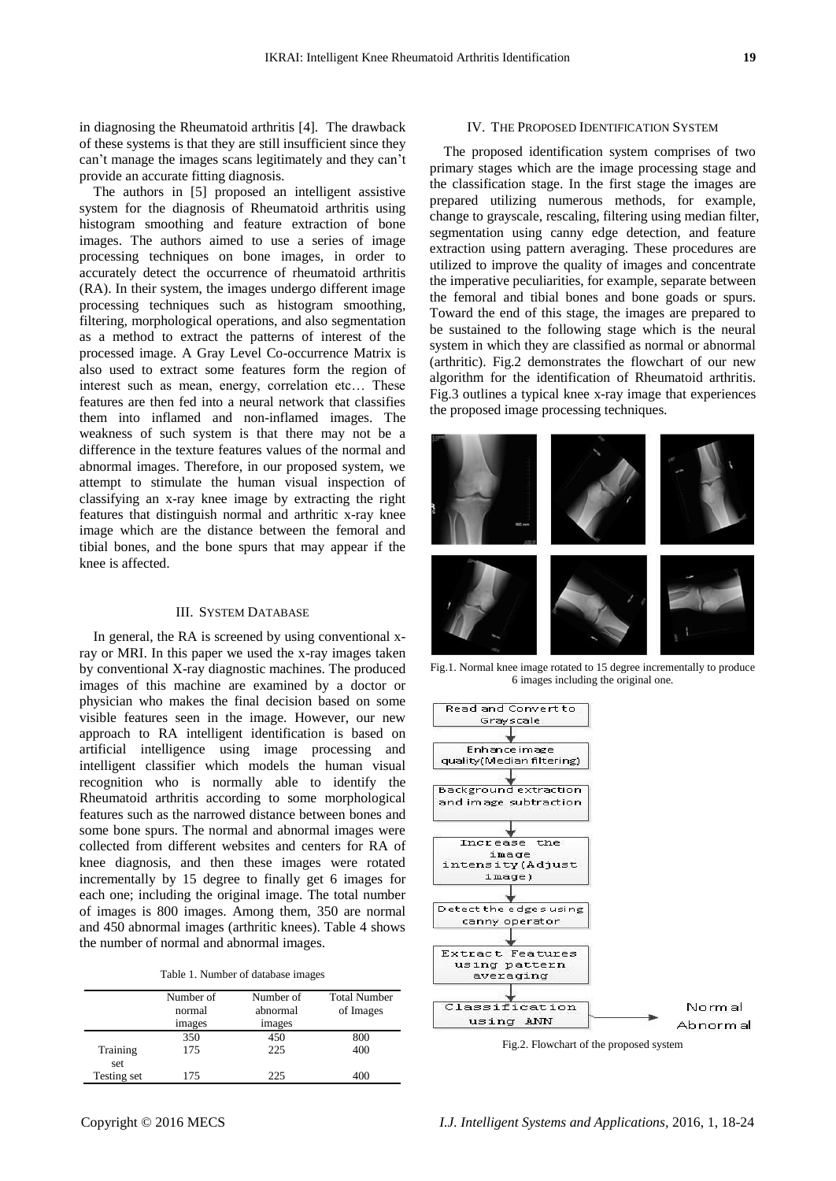in diagnosing the Rheumatoid arthritis [4]. The drawback of these systems is that they are still insufficient since they can't manage the images scans legitimately and they can't provide an accurate fitting diagnosis.

The authors in [5] proposed an intelligent assistive system for the diagnosis of Rheumatoid arthritis using histogram smoothing and feature extraction of bone images. The authors aimed to use a series of image processing techniques on bone images, in order to accurately detect the occurrence of rheumatoid arthritis (RA). In their system, the images undergo different image processing techniques such as histogram smoothing, filtering, morphological operations, and also segmentation as a method to extract the patterns of interest of the processed image. A Gray Level Co-occurrence Matrix is also used to extract some features form the region of interest such as mean, energy, correlation etc… These features are then fed into a neural network that classifies them into inflamed and non-inflamed images. The weakness of such system is that there may not be a difference in the texture features values of the normal and abnormal images. Therefore, in our proposed system, we attempt to stimulate the human visual inspection of classifying an x-ray knee image by extracting the right features that distinguish normal and arthritic x-ray knee image which are the distance between the femoral and tibial bones, and the bone spurs that may appear if the knee is affected.

## III. System Database

In general, the RA is screened by using conventional x-ray or MRI. In this paper we used the x-ray images taken by conventional X-ray diagnostic machines. The produced images of this machine are examined by a doctor or physician who makes the final decision based on some visible features seen in the image. However, our new approach to RA intelligent identification is based on artificial intelligence using image processing and intelligent classifier which models the human visual recognition who is normally able to identify the Rheumatoid arthritis according to some morphological features such as the narrowed distance between bones and some bone spurs. The normal and abnormal images were collected from different websites and centers for RA of knee diagnosis, and then these images were rotated incrementally by 15 degree to finally get 6 images for each one; including the original image. The total number of images is 800 images. Among them, 350 are normal and 450 abnormal images (arthritic knees). Table 4 shows the number of normal and abnormal images.

Table 1. Number of database images

| | Number of normal images | Number of abnormal images | Total Number of Images |
|---|---|---|---|
| | 350 | 450 | 800 |
| Training set | 175 | 225 | 400 |
| Testing set | 175 | 225 | 400 |

## IV. The Proposed Identification System

The proposed identification system comprises of two primary stages which are the image processing stage and the classification stage. In the first stage the images are prepared utilizing numerous methods, for example, change to grayscale, rescaling, filtering using median filter, segmentation using canny edge detection, and feature extraction using pattern averaging. These procedures are utilized to improve the quality of images and concentrate the imperative peculiarities, for example, separate between the femoral and tibial bones and bone goads or spurs. Toward the end of this stage, the images are prepared to be sustained to the following stage which is the neural system in which they are classified as normal or abnormal (arthritic). Fig.2 demonstrates the flowchart of our new algorithm for the identification of Rheumatoid arthritis. Fig.3 outlines a typical knee x-ray image that experiences the proposed image processing techniques.

Fig.1. Normal knee image rotated to 15 degree incrementally to produce 6 images including the original one.

Fig.2. Flowchart of the proposed system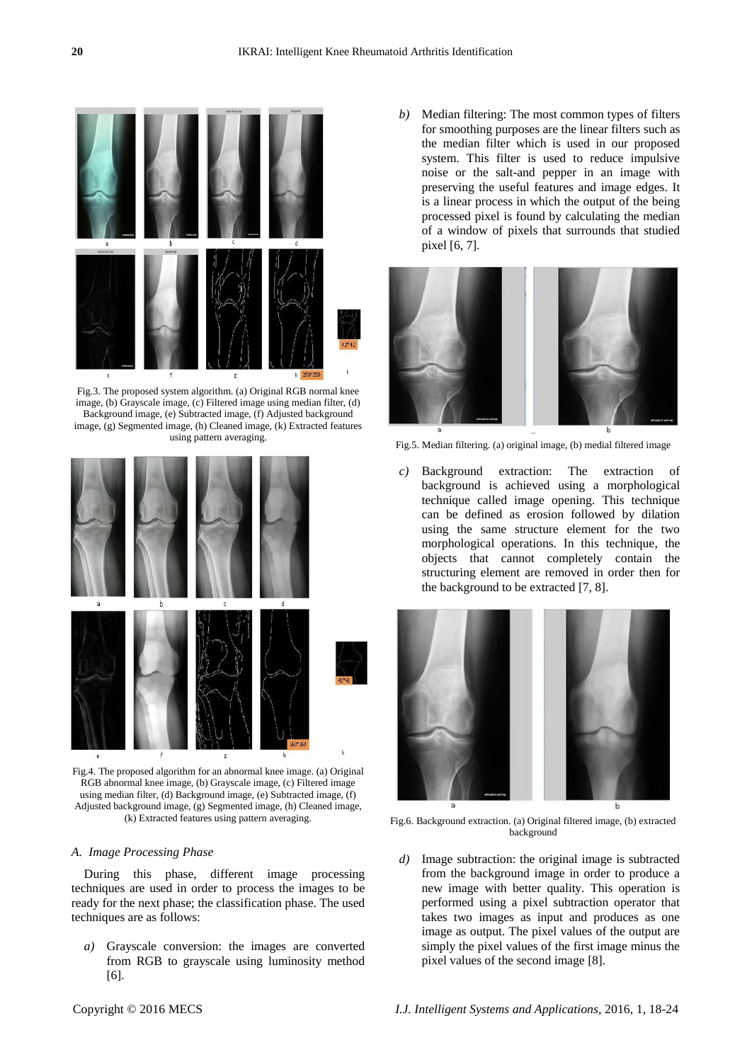Fig.3. The proposed system algorithm. (a) Original RGB normal knee image, (b) Grayscale image, (c) Filtered image using median filter, (d) Background image, (e) Subtracted image, (f) Adjusted background image, (g) Segmented image, (h) Cleaned image, (k) Extracted features using pattern averaging.

Fig.4. The proposed algorithm for an abnormal knee image. (a) Original RGB abnormal knee image, (b) Grayscale image, (c) Filtered image using median filter, (d) Background image, (e) Subtracted image, (f) Adjusted background image, (g) Segmented image, (h) Cleaned image, (k) Extracted features using pattern averaging.

### *A. Image Processing Phase*

During this phase, different image processing techniques are used in order to process the images to be ready for the next phase; the classification phase. The used techniques are as follows:

*a)* Grayscale conversion: the images are converted from RGB to grayscale using luminosity method [6].

*b)* Median filtering: The most common types of filters for smoothing purposes are the linear filters such as the median filter which is used in our proposed system. This filter is used to reduce impulsive noise or the salt-and pepper in an image with preserving the useful features and image edges. It is a linear process in which the output of the being processed pixel is found by calculating the median of a window of pixels that surrounds that studied pixel [6, 7].

Fig.5. Median filtering. (a) original image, (b) medial filtered image

*c)* Background extraction: The extraction of background is achieved using a morphological technique called image opening. This technique can be defined as erosion followed by dilation using the same structure element for the two morphological operations. In this technique, the objects that cannot completely contain the structuring element are removed in order then for the background to be extracted [7, 8].

Fig.6. Background extraction. (a) Original filtered image, (b) extracted background

*d)* Image subtraction: the original image is subtracted from the background image in order to produce a new image with better quality. This operation is performed using a pixel subtraction operator that takes two images as input and produces as one image as output. The pixel values of the output are simply the pixel values of the first image minus the pixel values of the second image [8].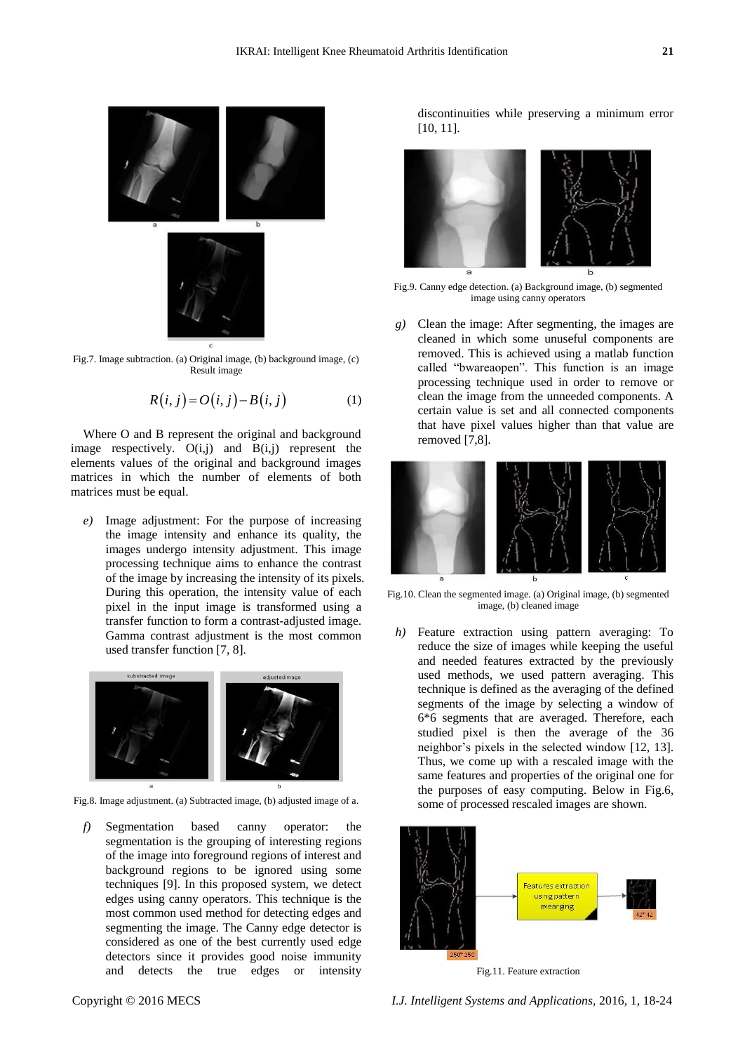Fig.7. Image subtraction. (a) Original image, (b) background image, (c) Result image

$$R(i,j) = O(i,j) - B(i,j) \tag{1}$$

Where O and B represent the original and background image respectively. O(i,j) and B(i,j) represent the elements values of the original and background images matrices in which the number of elements of both matrices must be equal.

*e)* Image adjustment: For the purpose of increasing the image intensity and enhance its quality, the images undergo intensity adjustment. This image processing technique aims to enhance the contrast of the image by increasing the intensity of its pixels. During this operation, the intensity value of each pixel in the input image is transformed using a transfer function to form a contrast-adjusted image. Gamma contrast adjustment is the most common used transfer function [7, 8].

Fig.8. Image adjustment. (a) Subtracted image, (b) adjusted image of a.

*f)* Segmentation based canny operator: the segmentation is the grouping of interesting regions of the image into foreground regions of interest and background regions to be ignored using some techniques [9]. In this proposed system, we detect edges using canny operators. This technique is the most common used method for detecting edges and segmenting the image. The Canny edge detector is considered as one of the best currently used edge detectors since it provides good noise immunity and detects the true edges or intensity discontinuities while preserving a minimum error [10, 11].

Fig.9. Canny edge detection. (a) Background image, (b) segmented image using canny operators

*g)* Clean the image: After segmenting, the images are cleaned in which some unuseful components are removed. This is achieved using a matlab function called "bwareaopen". This function is an image processing technique used in order to remove or clean the image from the unneeded components. A certain value is set and all connected components that have pixel values higher than that value are removed [7,8].

Fig.10. Clean the segmented image. (a) Original image, (b) segmented image, (b) cleaned image

*h)* Feature extraction using pattern averaging: To reduce the size of images while keeping the useful and needed features extracted by the previously used methods, we used pattern averaging. This technique is defined as the averaging of the defined segments of the image by selecting a window of 6*6 segments that are averaged. Therefore, each studied pixel is then the average of the 36 neighbor's pixels in the selected window [12, 13]. Thus, we come up with a rescaled image with the same features and properties of the original one for the purposes of easy computing. Below in Fig.6, some of processed rescaled images are shown.

Fig.11. Feature extraction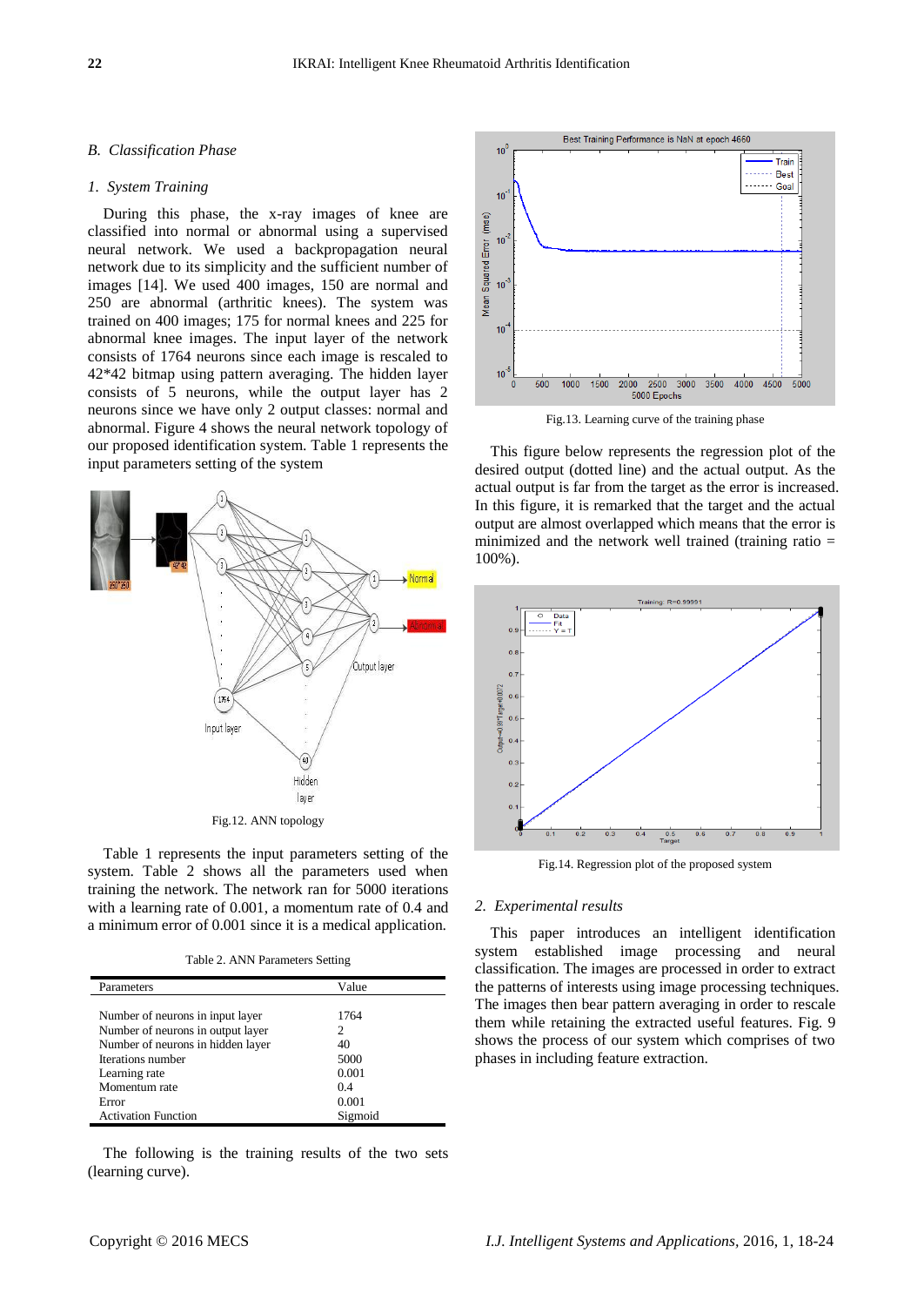### B. Classification Phase

#### 1. System Training

During this phase, the x-ray images of knee are classified into normal or abnormal using a supervised neural network. We used a backpropagation neural network due to its simplicity and the sufficient number of images [14]. We used 400 images, 150 are normal and 250 are abnormal (arthritic knees). The system was trained on 400 images; 175 for normal knees and 225 for abnormal knee images. The input layer of the network consists of 1764 neurons since each image is rescaled to 42*42 bitmap using pattern averaging. The hidden layer consists of 5 neurons, while the output layer has 2 neurons since we have only 2 output classes: normal and abnormal. Figure 4 shows the neural network topology of our proposed identification system. Table 1 represents the input parameters setting of the system

Fig.12. ANN topology

Table 1 represents the input parameters setting of the system. Table 2 shows all the parameters used when training the network. The network ran for 5000 iterations with a learning rate of 0.001, a momentum rate of 0.4 and a minimum error of 0.001 since it is a medical application.

Table 2. ANN Parameters Setting

| Parameters | Value |
|---|---|
| Number of neurons in input layer | 1764 |
| Number of neurons in output layer | 2 |
| Number of neurons in hidden layer | 40 |
| Iterations number | 5000 |
| Learning rate | 0.001 |
| Momentum rate | 0.4 |
| Error | 0.001 |
| Activation Function | Sigmoid |

The following is the training results of the two sets (learning curve).

Fig.13. Learning curve of the training phase

This figure below represents the regression plot of the desired output (dotted line) and the actual output. As the actual output is far from the target as the error is increased. In this figure, it is remarked that the target and the actual output are almost overlapped which means that the error is minimized and the network well trained (training ratio = 100%).

Fig.14. Regression plot of the proposed system

#### 2. Experimental results

This paper introduces an intelligent identification system established image processing and neural classification. The images are processed in order to extract the patterns of interests using image processing techniques. The images then bear pattern averaging in order to rescale them while retaining the extracted useful features. Fig. 9 shows the process of our system which comprises of two phases in including feature extraction.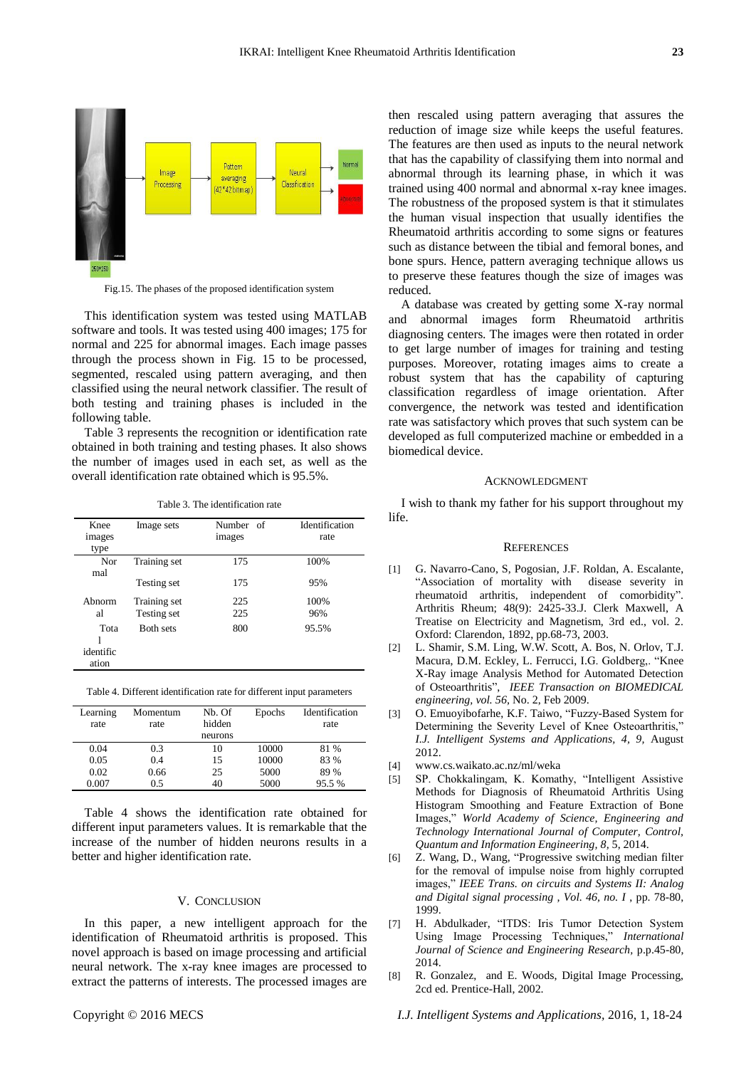Fig.15. The phases of the proposed identification system

This identification system was tested using MATLAB software and tools. It was tested using 400 images; 175 for normal and 225 for abnormal images. Each image passes through the process shown in Fig. 15 to be processed, segmented, rescaled using pattern averaging, and then classified using the neural network classifier. The result of both testing and training phases is included in the following table.

Table 3 represents the recognition or identification rate obtained in both training and testing phases. It also shows the number of images used in each set, as well as the overall identification rate obtained which is 95.5%.

Table 3. The identification rate

| Knee images type | Image sets | Number of images | Identification rate |
|---|---|---|---|
| Normal | Training set | 175 | 100% |
| | Testing set | 175 | 95% |
| Abnormal | Training set | 225 | 100% |
| | Testing set | 225 | 96% |
| Total identification | Both sets | 800 | 95.5% |

Table 4. Different identification rate for different input parameters

| Learning rate | Momentum rate | Nb. Of hidden neurons | Epochs | Identification rate |
|---|---|---|---|---|
| 0.04 | 0.3 | 10 | 10000 | 81 % |
| 0.05 | 0.4 | 15 | 10000 | 83 % |
| 0.02 | 0.66 | 25 | 5000 | 89 % |
| 0.007 | 0.5 | 40 | 5000 | 95.5 % |

Table 4 shows the identification rate obtained for different input parameters values. It is remarkable that the increase of the number of hidden neurons results in a better and higher identification rate.

## V. Conclusion

In this paper, a new intelligent approach for the identification of Rheumatoid arthritis is proposed. This novel approach is based on image processing and artificial neural network. The x-ray knee images are processed to extract the patterns of interests. The processed images are then rescaled using pattern averaging that assures the reduction of image size while keeps the useful features. The features are then used as inputs to the neural network that has the capability of classifying them into normal and abnormal through its learning phase, in which it was trained using 400 normal and abnormal x-ray knee images. The robustness of the proposed system is that it stimulates the human visual inspection that usually identifies the Rheumatoid arthritis according to some signs or features such as distance between the tibial and femoral bones, and bone spurs. Hence, pattern averaging technique allows us to preserve these features though the size of images was reduced.

A database was created by getting some X-ray normal and abnormal images form Rheumatoid arthritis diagnosing centers. The images were then rotated in order to get large number of images for training and testing purposes. Moreover, rotating images aims to create a robust system that has the capability of capturing classification regardless of image orientation. After convergence, the network was tested and identification rate was satisfactory which proves that such system can be developed as full computerized machine or embedded in a biomedical device.

## Acknowledgment

I wish to thank my father for his support throughout my life.

## References

[1] G. Navarro-Cano, S, Pogosian, J.F. Roldan, A. Escalante, "Association of mortality with disease severity in rheumatoid arthritis, independent of comorbidity". Arthritis Rheum; 48(9): 2425-33.J. Clerk Maxwell, A Treatise on Electricity and Magnetism, 3rd ed., vol. 2. Oxford: Clarendon, 1892, pp.68-73, 2003.

[2] L. Shamir, S.M. Ling, W.W. Scott, A. Bos, N. Orlov, T.J. Macura, D.M. Eckley, L. Ferrucci, I.G. Goldberg,. "Knee X-Ray image Analysis Method for Automated Detection of Osteoarthritis", *IEEE Transaction on BIOMEDICAL engineering, vol. 56*, No. 2, Feb 2009.

[3] O. Emuoyibofarhe, K.F. Taiwo, "Fuzzy-Based System for Determining the Severity Level of Knee Osteoarthritis," *I.J. Intelligent Systems and Applications, 4, 9,* August 2012.

[4] www.cs.waikato.ac.nz/ml/weka

[5] SP. Chokkalingam, K. Komathy, "Intelligent Assistive Methods for Diagnosis of Rheumatoid Arthritis Using Histogram Smoothing and Feature Extraction of Bone Images," *World Academy of Science, Engineering and Technology International Journal of Computer, Control, Quantum and Information Engineering, 8*, 5, 2014.

[6] Z. Wang, D., Wang, "Progressive switching median filter for the removal of impulse noise from highly corrupted images," *IEEE Trans. on circuits and Systems II: Analog and Digital signal processing , Vol. 46, no. I* , pp. 78-80, 1999.

[7] H. Abdulkader, "ITDS: Iris Tumor Detection System Using Image Processing Techniques," *International Journal of Science and Engineering Research*, p.p.45-80, 2014.

[8] R. Gonzalez, and E. Woods, Digital Image Processing, 2cd ed. Prentice-Hall, 2002.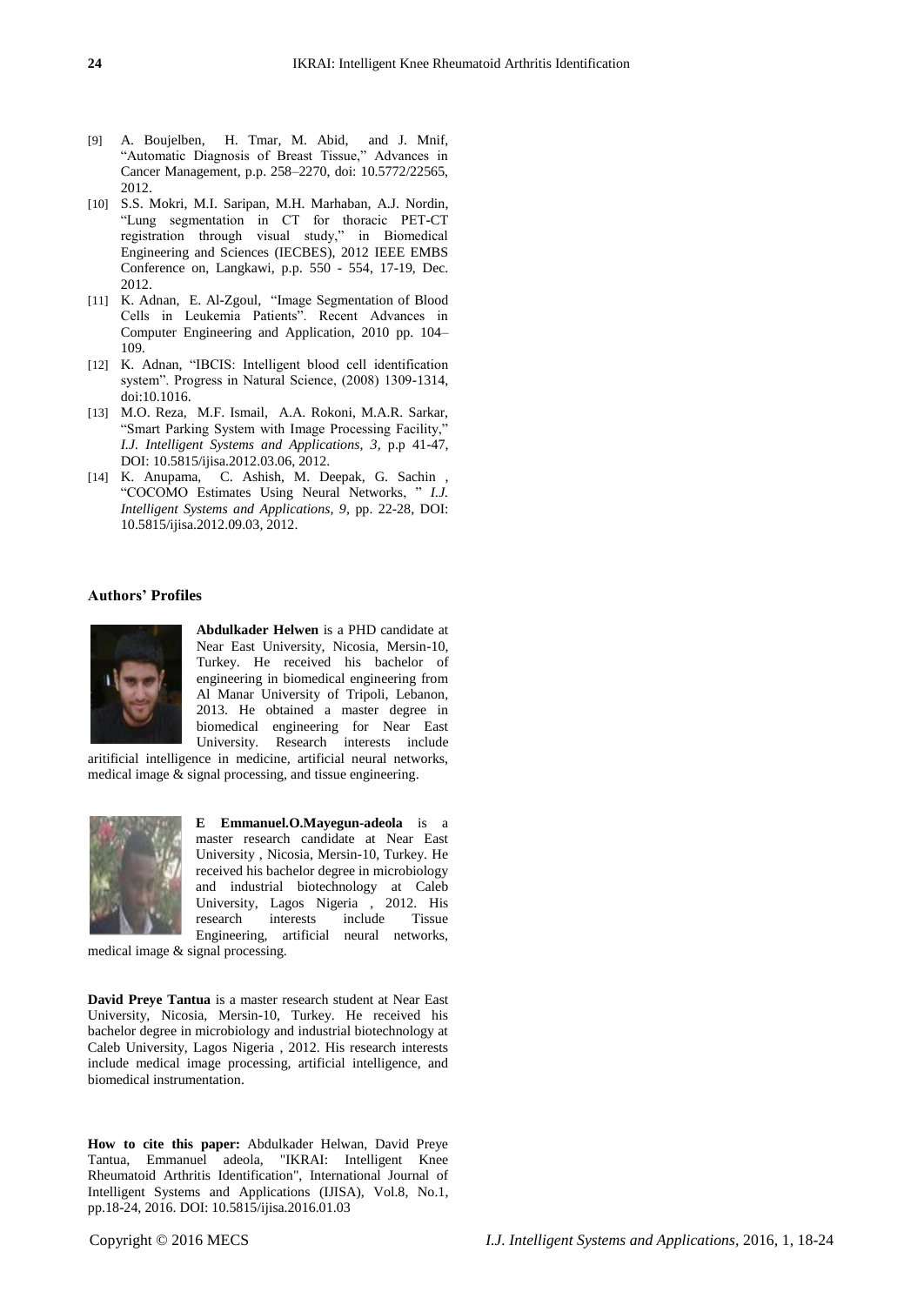[9] A. Boujelben, H. Tmar, M. Abid, and J. Mnif, "Automatic Diagnosis of Breast Tissue," Advances in Cancer Management, p.p. 258–2270, doi: 10.5772/22565, 2012.

[10] S.S. Mokri, M.I. Saripan, M.H. Marhaban, A.J. Nordin, "Lung segmentation in CT for thoracic PET-CT registration through visual study," in Biomedical Engineering and Sciences (IECBES), 2012 IEEE EMBS Conference on, Langkawi, p.p. 550 - 554, 17-19, Dec. 2012.

[11] K. Adnan, E. Al-Zgoul, "Image Segmentation of Blood Cells in Leukemia Patients". Recent Advances in Computer Engineering and Application, 2010 pp. 104–109.

[12] K. Adnan, "IBCIS: Intelligent blood cell identification system". Progress in Natural Science, (2008) 1309-1314, doi:10.1016.

[13] M.O. Reza, M.F. Ismail, A.A. Rokoni, M.A.R. Sarkar, "Smart Parking System with Image Processing Facility," *I.J. Intelligent Systems and Applications, 3*, p.p 41-47, DOI: 10.5815/ijisa.2012.03.06, 2012.

[14] K. Anupama, C. Ashish, M. Deepak, G. Sachin , "COCOMO Estimates Using Neural Networks, " *I.J. Intelligent Systems and Applications, 9*, pp. 22-28, DOI: 10.5815/ijisa.2012.09.03, 2012.

### Authors' Profiles

**Abdulkader Helwen** is a PHD candidate at Near East University, Nicosia, Mersin-10, Turkey. He received his bachelor of engineering in biomedical engineering from Al Manar University of Tripoli, Lebanon, 2013. He obtained a master degree in biomedical engineering for Near East University. Research interests include aritificial intelligence in medicine, artificial neural networks, medical image & signal processing, and tissue engineering.

**E Emmanuel.O.Mayegun-adeola** is a master research candidate at Near East University , Nicosia, Mersin-10, Turkey. He received his bachelor degree in microbiology and industrial biotechnology at Caleb University, Lagos Nigeria , 2012. His research interests include Tissue Engineering, artificial neural networks, medical image & signal processing.

**David Preye Tantua** is a master research student at Near East University, Nicosia, Mersin-10, Turkey. He received his bachelor degree in microbiology and industrial biotechnology at Caleb University, Lagos Nigeria , 2012. His research interests include medical image processing, artificial intelligence, and biomedical instrumentation.

**How to cite this paper:** Abdulkader Helwan, David Preye Tantua, Emmanuel adeola, "IKRAI: Intelligent Knee Rheumatoid Arthritis Identification", International Journal of Intelligent Systems and Applications (IJISA), Vol.8, No.1, pp.18-24, 2016. DOI: 10.5815/ijisa.2016.01.03